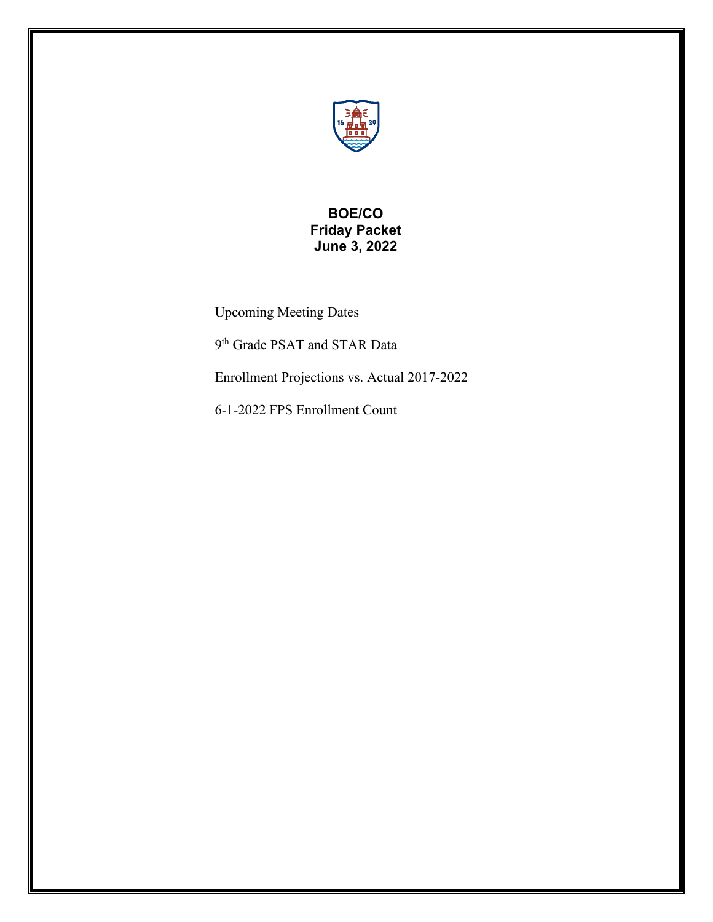**BOE/CO**
**Friday Packet**
**June 3, 2022**

Upcoming Meeting Dates

9th Grade PSAT and STAR Data

Enrollment Projections vs. Actual 2017-2022

6-1-2022 FPS Enrollment Count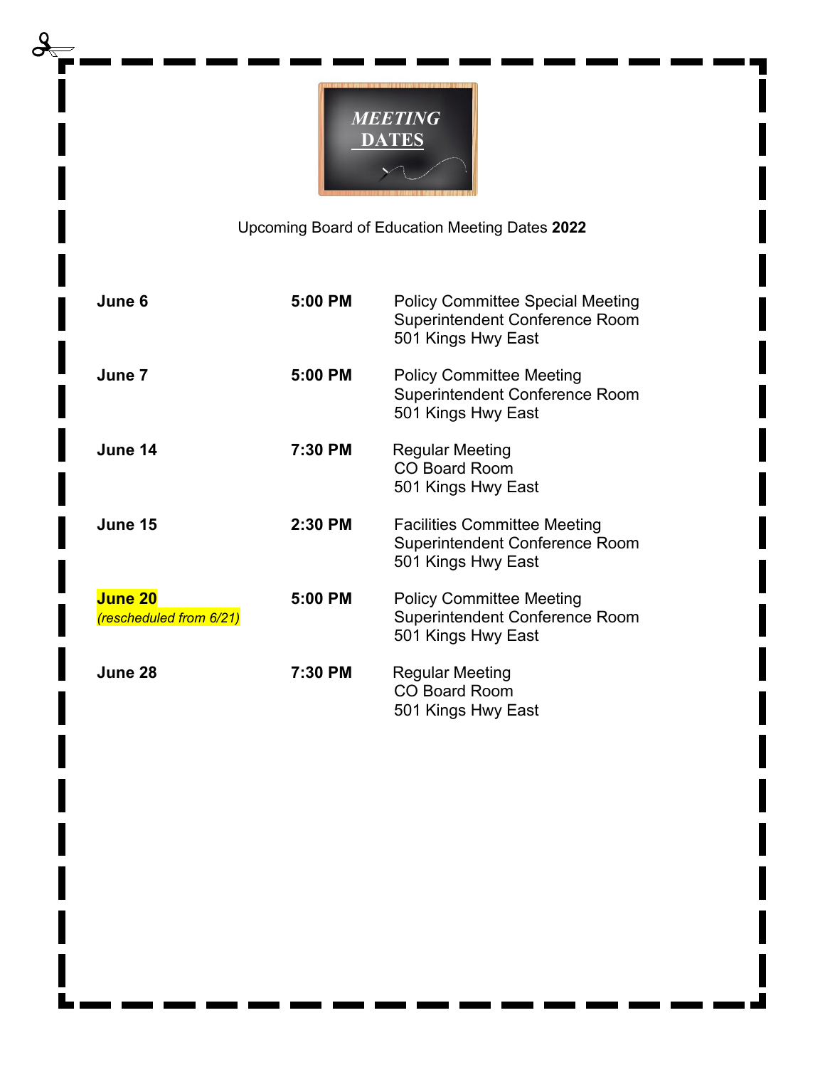# MEETING DATES

Upcoming Board of Education Meeting Dates **2022**

| Date | Time | Meeting |
|---|---|---|
| **June 6** | **5:00 PM** | Policy Committee Special Meeting<br>Superintendent Conference Room<br>501 Kings Hwy East |
| **June 7** | **5:00 PM** | Policy Committee Meeting<br>Superintendent Conference Room<br>501 Kings Hwy East |
| **June 14** | **7:30 PM** | Regular Meeting<br>CO Board Room<br>501 Kings Hwy East |
| **June 15** | **2:30 PM** | Facilities Committee Meeting<br>Superintendent Conference Room<br>501 Kings Hwy East |
| **June 20**<br>*(rescheduled from 6/21)* | **5:00 PM** | Policy Committee Meeting<br>Superintendent Conference Room<br>501 Kings Hwy East |
| **June 28** | **7:30 PM** | Regular Meeting<br>CO Board Room<br>501 Kings Hwy East |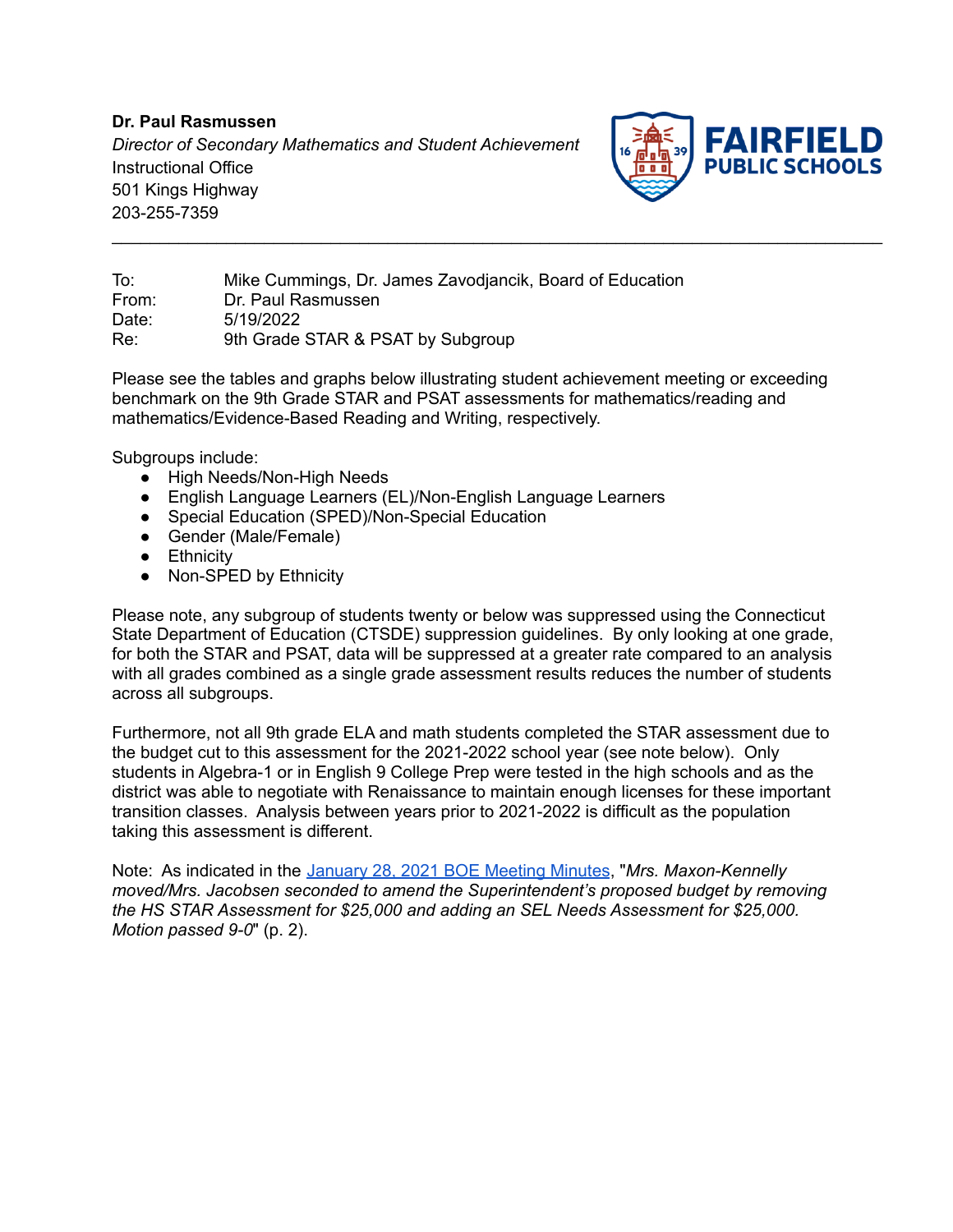**Dr. Paul Rasmussen**
*Director of Secondary Mathematics and Student Achievement*
Instructional Office
501 Kings Highway
203-255-7359

FAIRFIELD PUBLIC SCHOOLS

---

To: Mike Cummings, Dr. James Zavodjancik, Board of Education
From: Dr. Paul Rasmussen
Date: 5/19/2022
Re: 9th Grade STAR & PSAT by Subgroup

Please see the tables and graphs below illustrating student achievement meeting or exceeding benchmark on the 9th Grade STAR and PSAT assessments for mathematics/reading and mathematics/Evidence-Based Reading and Writing, respectively.

Subgroups include:

- High Needs/Non-High Needs
- English Language Learners (EL)/Non-English Language Learners
- Special Education (SPED)/Non-Special Education
- Gender (Male/Female)
- Ethnicity
- Non-SPED by Ethnicity

Please note, any subgroup of students twenty or below was suppressed using the Connecticut State Department of Education (CTSDE) suppression guidelines. By only looking at one grade, for both the STAR and PSAT, data will be suppressed at a greater rate compared to an analysis with all grades combined as a single grade assessment results reduces the number of students across all subgroups.

Furthermore, not all 9th grade ELA and math students completed the STAR assessment due to the budget cut to this assessment for the 2021-2022 school year (see note below). Only students in Algebra-1 or in English 9 College Prep were tested in the high schools and as the district was able to negotiate with Renaissance to maintain enough licenses for these important transition classes. Analysis between years prior to 2021-2022 is difficult as the population taking this assessment is different.

Note: As indicated in the January 28, 2021 BOE Meeting Minutes, "*Mrs. Maxon-Kennelly moved/Mrs. Jacobsen seconded to amend the Superintendent's proposed budget by removing the HS STAR Assessment for $25,000 and adding an SEL Needs Assessment for $25,000. Motion passed 9-0*" (p. 2).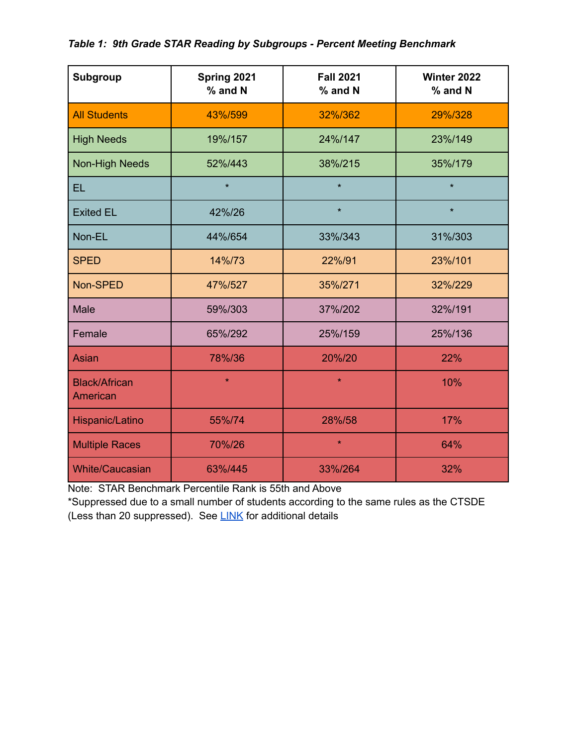***Table 1: 9th Grade STAR Reading by Subgroups - Percent Meeting Benchmark***

| Subgroup | Spring 2021 % and N | Fall 2021 % and N | Winter 2022 % and N |
|---|---|---|---|
| All Students | 43%/599 | 32%/362 | 29%/328 |
| High Needs | 19%/157 | 24%/147 | 23%/149 |
| Non-High Needs | 52%/443 | 38%/215 | 35%/179 |
| EL | * | * | * |
| Exited EL | 42%/26 | * | * |
| Non-EL | 44%/654 | 33%/343 | 31%/303 |
| SPED | 14%/73 | 22%/91 | 23%/101 |
| Non-SPED | 47%/527 | 35%/271 | 32%/229 |
| Male | 59%/303 | 37%/202 | 32%/191 |
| Female | 65%/292 | 25%/159 | 25%/136 |
| Asian | 78%/36 | 20%/20 | 22% |
| Black/African American | * | * | 10% |
| Hispanic/Latino | 55%/74 | 28%/58 | 17% |
| Multiple Races | 70%/26 | * | 64% |
| White/Caucasian | 63%/445 | 33%/264 | 32% |

Note: STAR Benchmark Percentile Rank is 55th and Above
*Suppressed due to a small number of students according to the same rules as the CTSDE (Less than 20 suppressed). See LINK for additional details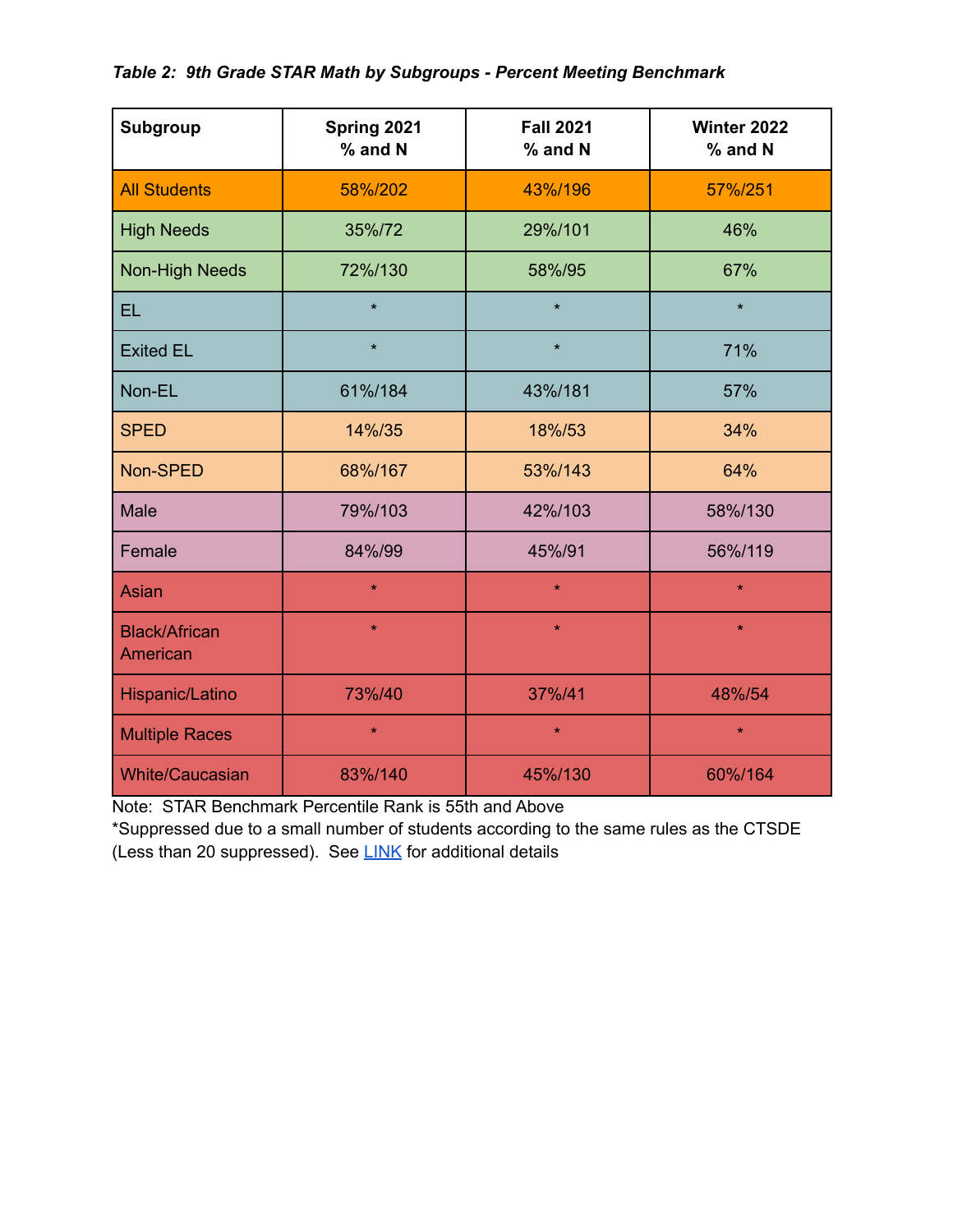***Table 2: 9th Grade STAR Math by Subgroups - Percent Meeting Benchmark***

| Subgroup | Spring 2021 % and N | Fall 2021 % and N | Winter 2022 % and N |
|---|---|---|---|
| All Students | 58%/202 | 43%/196 | 57%/251 |
| High Needs | 35%/72 | 29%/101 | 46% |
| Non-High Needs | 72%/130 | 58%/95 | 67% |
| EL | * | * | * |
| Exited EL | * | * | 71% |
| Non-EL | 61%/184 | 43%/181 | 57% |
| SPED | 14%/35 | 18%/53 | 34% |
| Non-SPED | 68%/167 | 53%/143 | 64% |
| Male | 79%/103 | 42%/103 | 58%/130 |
| Female | 84%/99 | 45%/91 | 56%/119 |
| Asian | * | * | * |
| Black/African American | * | * | * |
| Hispanic/Latino | 73%/40 | 37%/41 | 48%/54 |
| Multiple Races | * | * | * |
| White/Caucasian | 83%/140 | 45%/130 | 60%/164 |

Note: STAR Benchmark Percentile Rank is 55th and Above
*Suppressed due to a small number of students according to the same rules as the CTSDE (Less than 20 suppressed). See LINK for additional details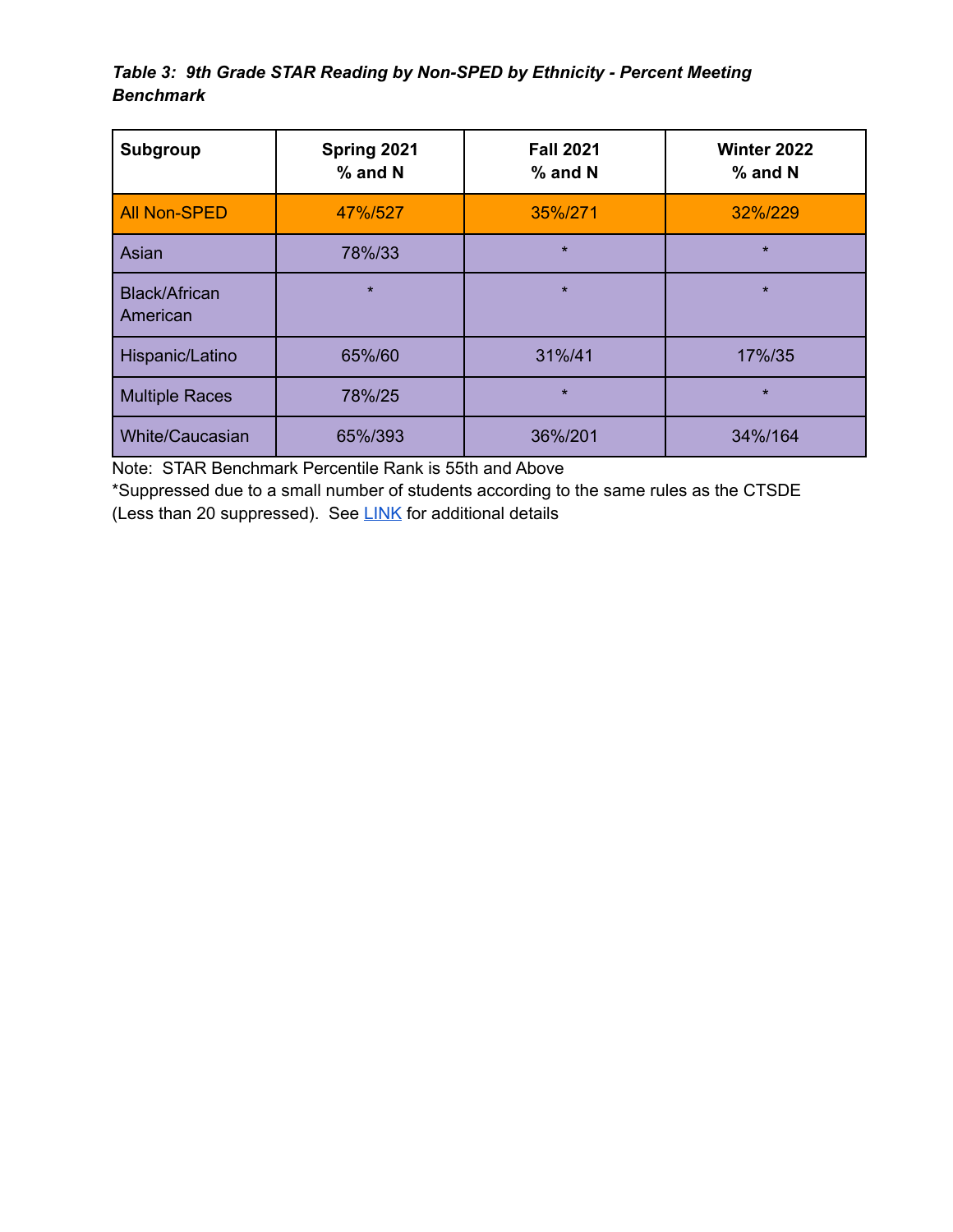***Table 3: 9th Grade STAR Reading by Non-SPED by Ethnicity - Percent Meeting Benchmark***

| Subgroup | Spring 2021 % and N | Fall 2021 % and N | Winter 2022 % and N |
|---|---|---|---|
| All Non-SPED | 47%/527 | 35%/271 | 32%/229 |
| Asian | 78%/33 | * | * |
| Black/African American | * | * | * |
| Hispanic/Latino | 65%/60 | 31%/41 | 17%/35 |
| Multiple Races | 78%/25 | * | * |
| White/Caucasian | 65%/393 | 36%/201 | 34%/164 |

Note: STAR Benchmark Percentile Rank is 55th and Above
*Suppressed due to a small number of students according to the same rules as the CTSDE (Less than 20 suppressed). See LINK for additional details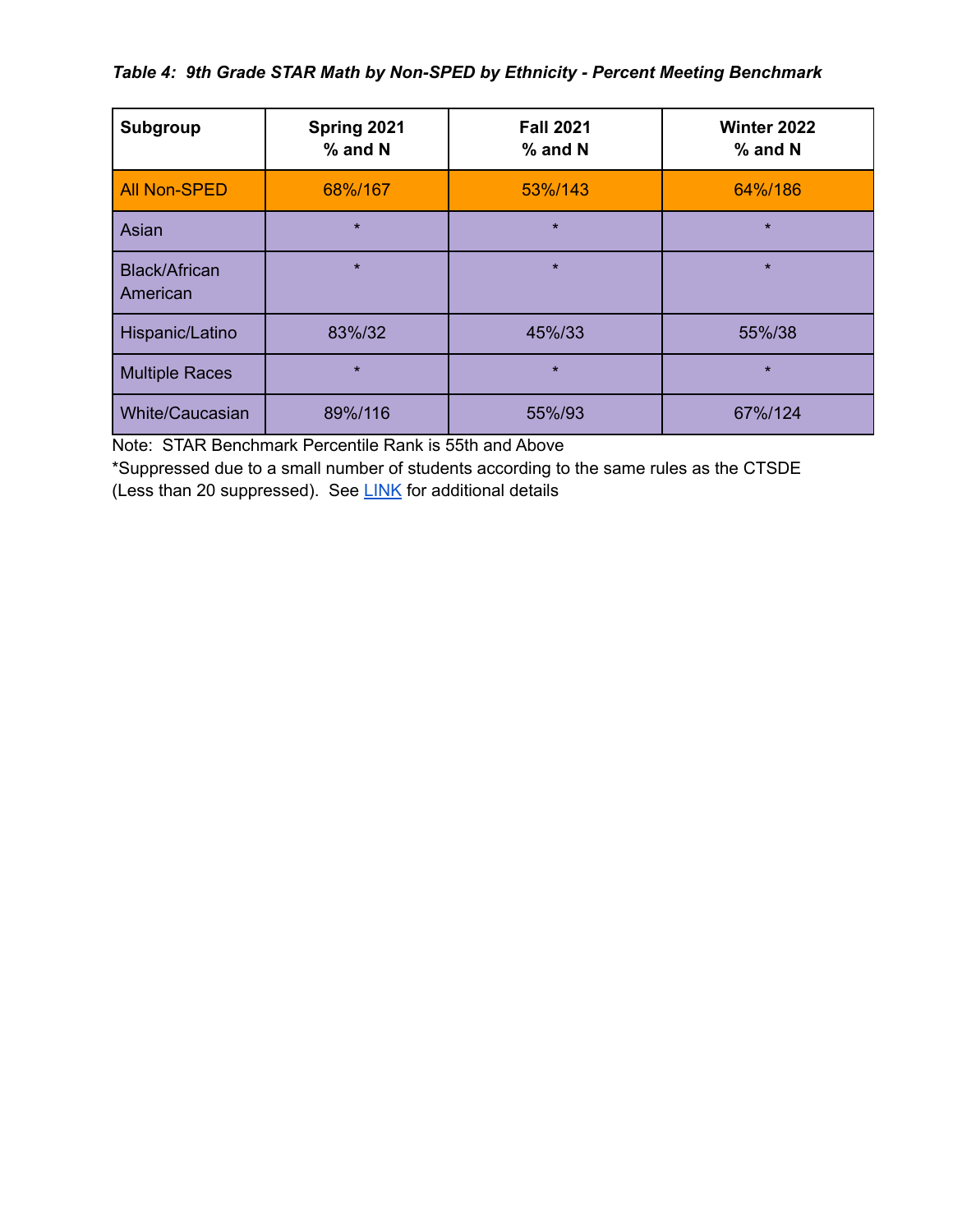*Table 4: 9th Grade STAR Math by Non-SPED by Ethnicity - Percent Meeting Benchmark*

| Subgroup | Spring 2021 % and N | Fall 2021 % and N | Winter 2022 % and N |
|---|---|---|---|
| All Non-SPED | 68%/167 | 53%/143 | 64%/186 |
| Asian | * | * | * |
| Black/African American | * | * | * |
| Hispanic/Latino | 83%/32 | 45%/33 | 55%/38 |
| Multiple Races | * | * | * |
| White/Caucasian | 89%/116 | 55%/93 | 67%/124 |

Note: STAR Benchmark Percentile Rank is 55th and Above

*Suppressed due to a small number of students according to the same rules as the CTSDE (Less than 20 suppressed). See [LINK] for additional details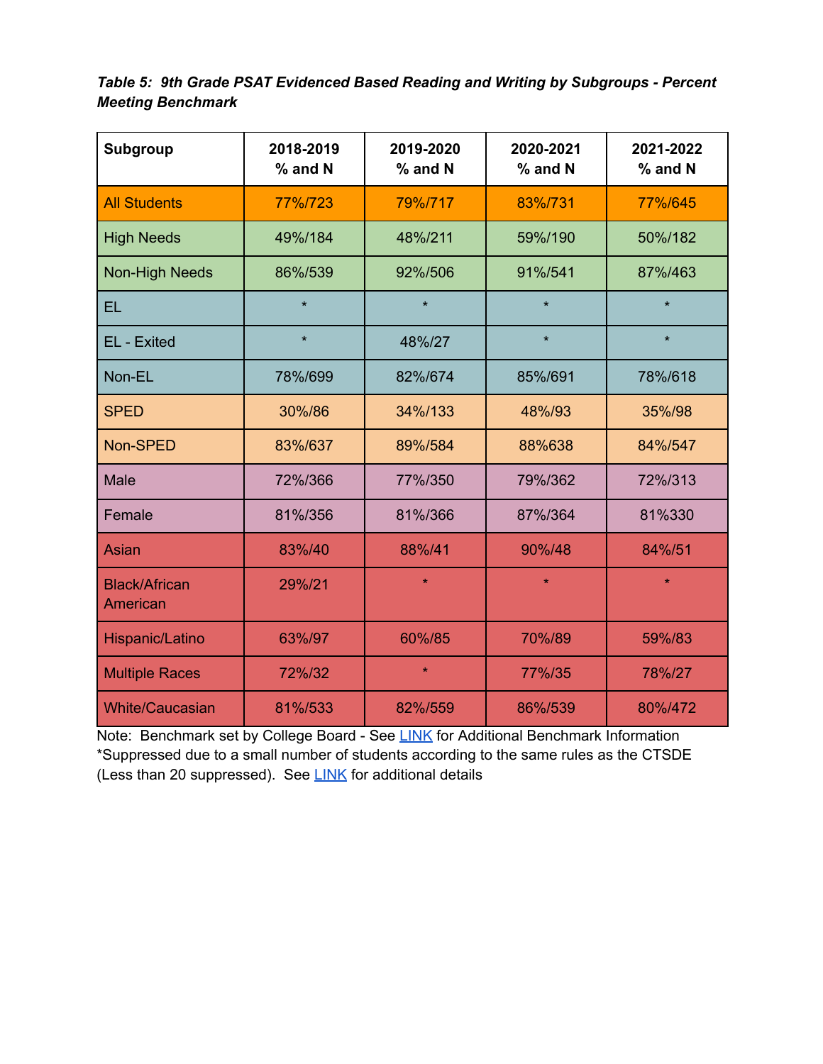***Table 5: 9th Grade PSAT Evidenced Based Reading and Writing by Subgroups - Percent Meeting Benchmark***

| Subgroup | 2018-2019 % and N | 2019-2020 % and N | 2020-2021 % and N | 2021-2022 % and N |
|---|---|---|---|---|
| All Students | 77%/723 | 79%/717 | 83%/731 | 77%/645 |
| High Needs | 49%/184 | 48%/211 | 59%/190 | 50%/182 |
| Non-High Needs | 86%/539 | 92%/506 | 91%/541 | 87%/463 |
| EL | * | * | * | * |
| EL - Exited | * | 48%/27 | * | * |
| Non-EL | 78%/699 | 82%/674 | 85%/691 | 78%/618 |
| SPED | 30%/86 | 34%/133 | 48%/93 | 35%/98 |
| Non-SPED | 83%/637 | 89%/584 | 88%638 | 84%/547 |
| Male | 72%/366 | 77%/350 | 79%/362 | 72%/313 |
| Female | 81%/356 | 81%/366 | 87%/364 | 81%330 |
| Asian | 83%/40 | 88%/41 | 90%/48 | 84%/51 |
| Black/African American | 29%/21 | * | * | * |
| Hispanic/Latino | 63%/97 | 60%/85 | 70%/89 | 59%/83 |
| Multiple Races | 72%/32 | * | 77%/35 | 78%/27 |
| White/Caucasian | 81%/533 | 82%/559 | 86%/539 | 80%/472 |

Note: Benchmark set by College Board - See LINK for Additional Benchmark Information
*Suppressed due to a small number of students according to the same rules as the CTSDE (Less than 20 suppressed). See LINK for additional details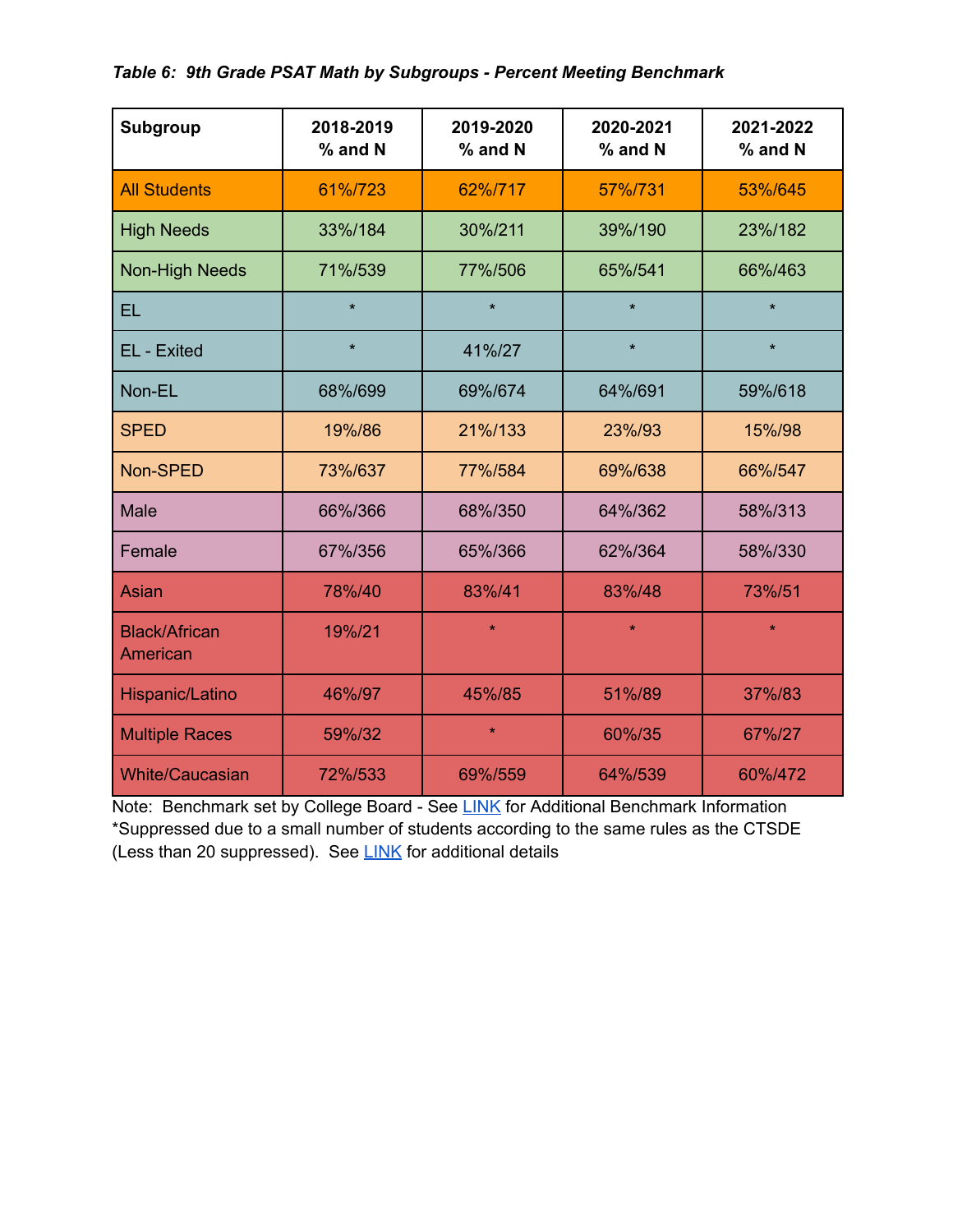*Table 6: 9th Grade PSAT Math by Subgroups - Percent Meeting Benchmark*

| Subgroup | 2018-2019 % and N | 2019-2020 % and N | 2020-2021 % and N | 2021-2022 % and N |
|---|---|---|---|---|
| All Students | 61%/723 | 62%/717 | 57%/731 | 53%/645 |
| High Needs | 33%/184 | 30%/211 | 39%/190 | 23%/182 |
| Non-High Needs | 71%/539 | 77%/506 | 65%/541 | 66%/463 |
| EL | * | * | * | * |
| EL - Exited | * | 41%/27 | * | * |
| Non-EL | 68%/699 | 69%/674 | 64%/691 | 59%/618 |
| SPED | 19%/86 | 21%/133 | 23%/93 | 15%/98 |
| Non-SPED | 73%/637 | 77%/584 | 69%/638 | 66%/547 |
| Male | 66%/366 | 68%/350 | 64%/362 | 58%/313 |
| Female | 67%/356 | 65%/366 | 62%/364 | 58%/330 |
| Asian | 78%/40 | 83%/41 | 83%/48 | 73%/51 |
| Black/African American | 19%/21 | * | * | * |
| Hispanic/Latino | 46%/97 | 45%/85 | 51%/89 | 37%/83 |
| Multiple Races | 59%/32 | * | 60%/35 | 67%/27 |
| White/Caucasian | 72%/533 | 69%/559 | 64%/539 | 60%/472 |

Note: Benchmark set by College Board - See LINK for Additional Benchmark Information
*Suppressed due to a small number of students according to the same rules as the CTSDE (Less than 20 suppressed). See LINK for additional details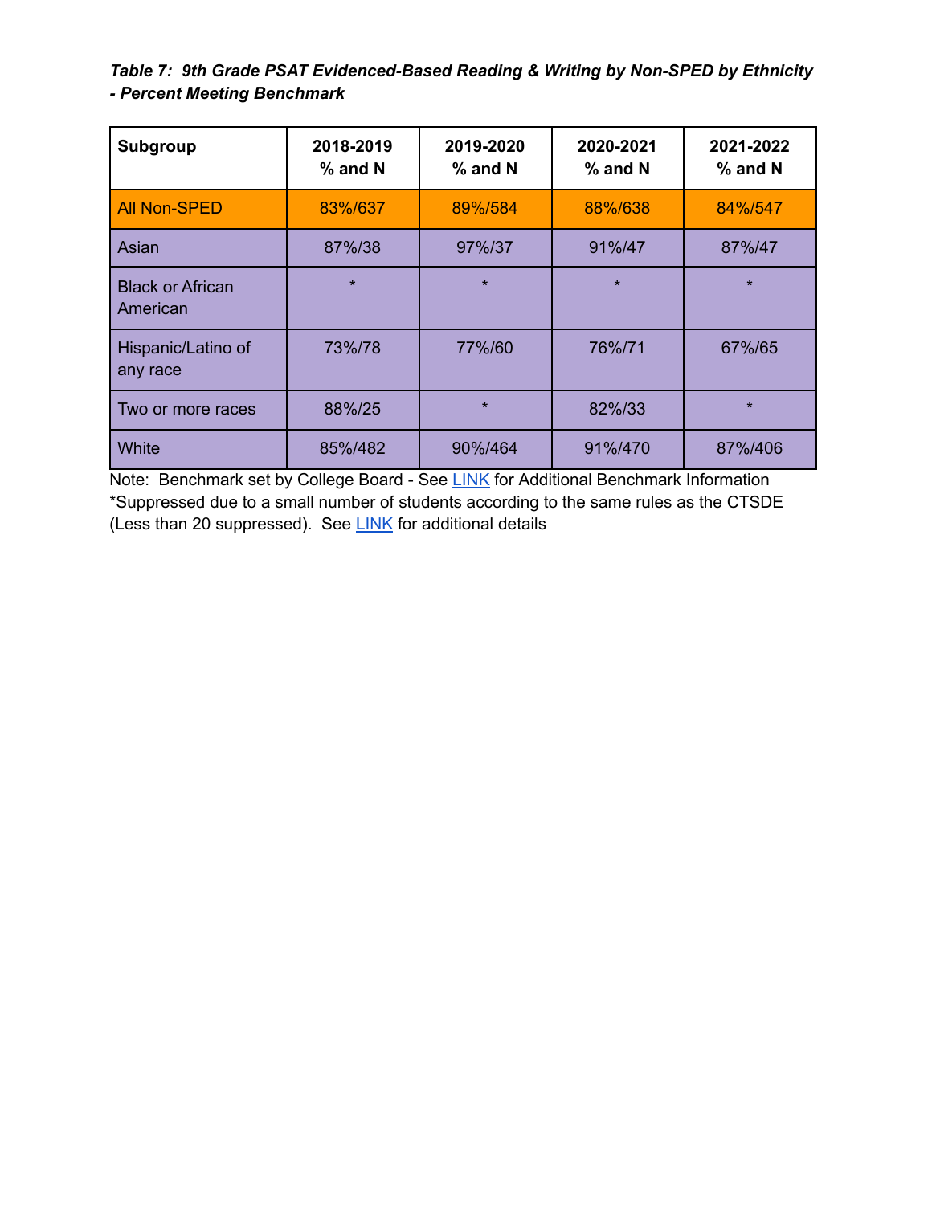***Table 7: 9th Grade PSAT Evidenced-Based Reading & Writing by Non-SPED by Ethnicity - Percent Meeting Benchmark***

| Subgroup | 2018-2019 % and N | 2019-2020 % and N | 2020-2021 % and N | 2021-2022 % and N |
|---|---|---|---|---|
| All Non-SPED | 83%/637 | 89%/584 | 88%/638 | 84%/547 |
| Asian | 87%/38 | 97%/37 | 91%/47 | 87%/47 |
| Black or African American | * | * | * | * |
| Hispanic/Latino of any race | 73%/78 | 77%/60 | 76%/71 | 67%/65 |
| Two or more races | 88%/25 | * | 82%/33 | * |
| White | 85%/482 | 90%/464 | 91%/470 | 87%/406 |

Note: Benchmark set by College Board - See LINK for Additional Benchmark Information
*Suppressed due to a small number of students according to the same rules as the CTSDE (Less than 20 suppressed). See LINK for additional details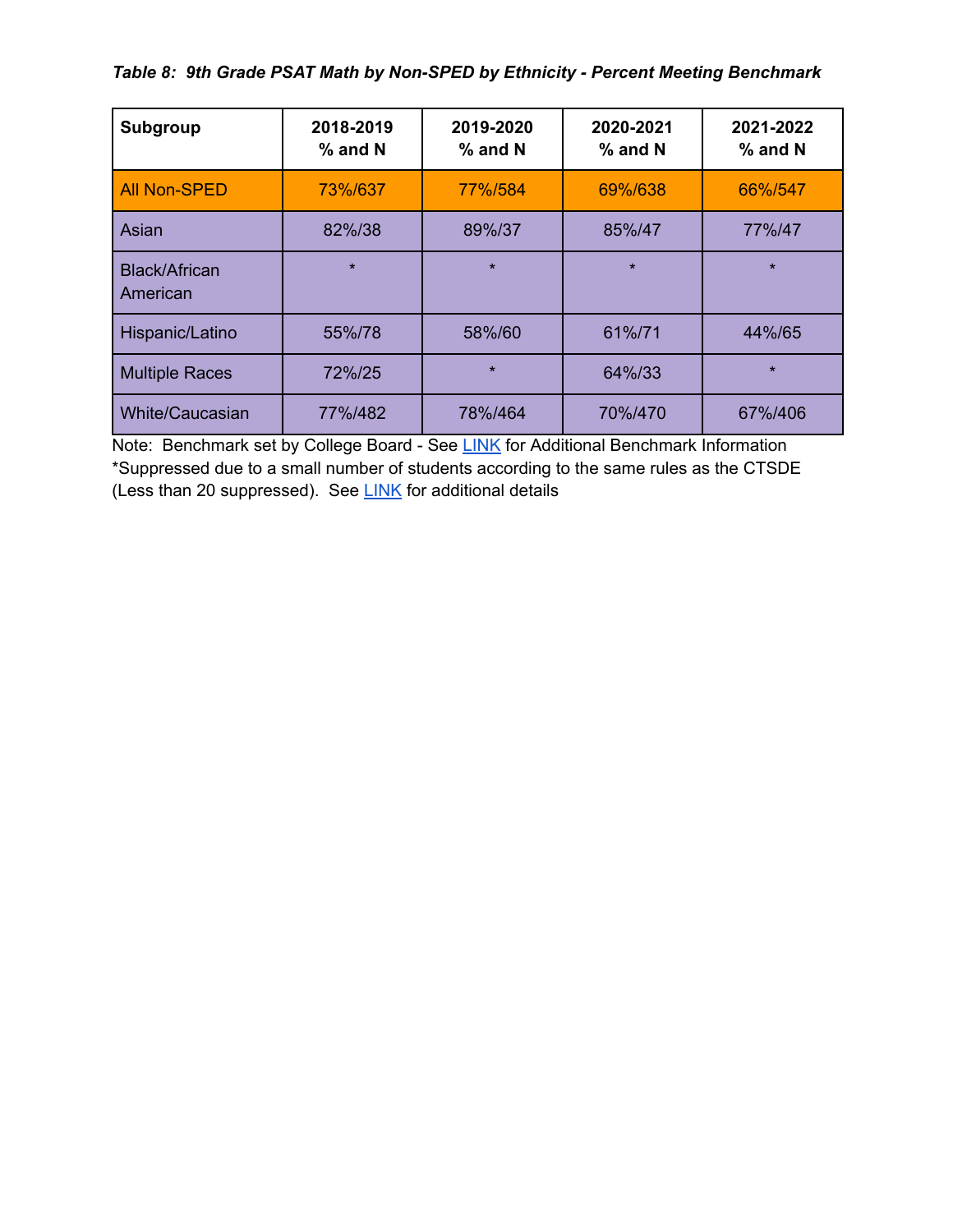***Table 8: 9th Grade PSAT Math by Non-SPED by Ethnicity - Percent Meeting Benchmark***

| Subgroup | 2018-2019 % and N | 2019-2020 % and N | 2020-2021 % and N | 2021-2022 % and N |
|---|---|---|---|---|
| All Non-SPED | 73%/637 | 77%/584 | 69%/638 | 66%/547 |
| Asian | 82%/38 | 89%/37 | 85%/47 | 77%/47 |
| Black/African American | * | * | * | * |
| Hispanic/Latino | 55%/78 | 58%/60 | 61%/71 | 44%/65 |
| Multiple Races | 72%/25 | * | 64%/33 | * |
| White/Caucasian | 77%/482 | 78%/464 | 70%/470 | 67%/406 |

Note: Benchmark set by College Board - See LINK for Additional Benchmark Information
*Suppressed due to a small number of students according to the same rules as the CTSDE (Less than 20 suppressed). See LINK for additional details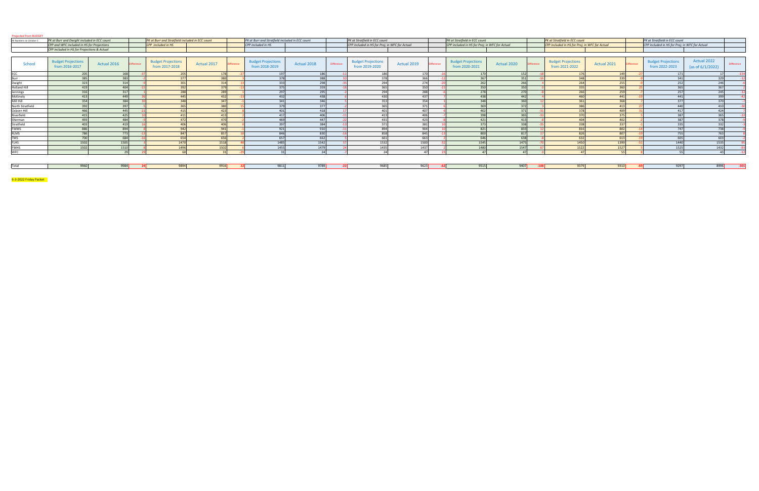Projected from BUDGET

| All Numbers on October 1 | PK at Burr and Dwight included in ECC count | | | PK at Burr and Stratfield included in ECC count | | | PK at Burr and Stratfield included in ECC count | | | PK at Stratfield in ECC count | | | PK at Stratfield in ECC count | | | PK at Stratfield in ECC count | | | PK at Stratfield in ECC count | | |
|---|---|---|---|---|---|---|---|---|---|---|---|---|---|---|---|---|---|---|---|---|---|
| | CPP and WFC included in HS for Projections | | | CPP included in HS | | | CPP included in HS | | | CPP included in HS for Proj; in WFC for Actual | | | CPP included in HS for Proj; in WFC for Actual | | | CPP included in HS for Proj; in WFC for Actual | | | CPP included in HS for Proj; in WFC for Actual | | |
| | CPP included in HS for Projections & Actual | | | | | | | | | | | | | | | | | | | | |

| School | Budget Projections from 2016-2017 | Actual 2016 | Difference | Budget Projections from 2017-2018 | Actual 2017 | Difference | Budget Projections from 2018-2019 | Actual 2018 | Difference | Budget Projections from 2019-2020 | Actual 2019 | Difference | Budget Projections from 2020-2021 | Actual 2020 | Difference | Budget Projections from 2021-2022 | Actual 2021 | Difference | Budget Projections from 2022-2023 | Actual 2022 (as of 6/1/2022) | Difference |
|---|---|---|---|---|---|---|---|---|---|---|---|---|---|---|---|---|---|---|---|---|---|
| ECC | 205 | 168 | -37 | 205 | 178 | -27 | 197 | 186 | -11 | 186 | 170 | -16 | 170 | 152 | -18 | 176 | 149 | -27 | 171 | 17 | -154 |
| Burr | 385 | 383 | -2 | 377 | 380 | 3 | 378 | 388 | 10 | 378 | 366 | -12 | 367 | 351 | -16 | 348 | 339 | -9 | 341 | 329 | -12 |
| Dwight | 323 | 314 | -9 | 301 | 314 | 13 | 333 | 298 | -35 | 294 | 274 | -20 | 262 | 266 | 4 | 264 | 255 | -9 | 252 | 246 | -6 |
| Holland Hill | 419 | 404 | -15 | 392 | 379 | -13 | 375 | 359 | -16 | 365 | 350 | -15 | 350 | 350 | 0 | 335 | 360 | 25 | 365 | 367 | 2 |
| Jennings | 316 | 317 | 1 | 288 | 289 | 1 | 297 | 295 | -2 | 294 | 288 | -6 | 278 | 270 | -8 | 266 | 259 | -7 | 257 | 245 | -12 |
| McKinley | 413 | 449 | 36 | 445 | 432 | -13 | 432 | 438 | 6 | 430 | 437 | 7 | 438 | 442 | 4 | 460 | 441 | -19 | 441 | 399 | -42 |
| Mill Hill | 354 | 384 | 30 | 348 | 347 | -1 | 341 | 346 | 5 | 353 | 354 | 1 | 348 | 360 | 12 | 361 | 368 | 7 | 377 | 370 | -7 |
| North Stratfield | 392 | 397 | 5 | 365 | 380 | 15 | 379 | 377 | -2 | 365 | 371 | 6 | 369 | 372 | 3 | 386 | 413 | 27 | 440 | 410 | -30 |
| Osborn Hill | 466 | 445 | -21 | 415 | 423 | 8 | 401 | 418 | 17 | 401 | 407 | 6 | 402 | 371 | -31 | 378 | 409 | 31 | 417 | 424 | 7 |
| Riverfield | 415 | 425 | 10 | 411 | 413 | 2 | 417 | 406 | -11 | 413 | 406 | -7 | 398 | 365 | -33 | 370 | 375 | 5 | 387 | 365 | -22 |
| Sherman | 493 | 484 | -9 | 472 | 470 | -2 | 469 | 447 | -22 | 431 | 423 | -8 | 421 | 413 | -8 | 404 | 402 | -2 | 387 | 378 | -9 |
| Stratfield | 403 | 419 | 16 | 406 | 406 | 0 | 397 | 384 | -13 | 371 | 381 | 10 | 373 | 338 | -35 | 338 | 337 | -1 | 335 | 332 | -3 |
| FWMS | 886 | 894 | 8 | 942 | 941 | -1 | 921 | 910 | -11 | 894 | 904 | 10 | 821 | 833 | 12 | 816 | 802 | -14 | 747 | 738 | -9 |
| RLMS | 786 | 773 | -13 | 847 | 857 | 10 | 846 | 830 | -16 | 858 | 845 | -13 | 800 | 817 | 17 | 826 | 807 | -19 | 755 | 763 | 8 |
| TMS | 700 | 684 | -16 | 654 | 656 | 2 | 657 | 662 | 5 | 661 | 663 | 2 | 646 | 638 | -8 | 632 | 613 | -19 | 605 | 603 | -2 |
| FLHS | 1502 | 1505 | 3 | 1470 | 1518 | 48 | 1485 | 1542 | 57 | 1532 | 1500 | -32 | 1545 | 1475 | -70 | 1450 | 1399 | -51 | 1440 | 1535 | 95 |
| FWHS | 1502 | 1510 | 8 | 1496 | 1502 | 6 | 1455 | 1479 | 24 | 1435 | 1437 | 2 | 1480 | 1547 | 67 | 1522 | 1527 | 5 | 1525 | 1432 | -93 |
| WFC | | 29 | 29 | 60 | 31 | -29 | 31 | 24 | -7 | 24 | 47 | 23 | 47 | 47 | 0 | 47 | 55 | 8 | 55 | 43 | -12 |
| Total | 9960 | 9984 | 24 | 9894 | 9916 | 22 | 9811 | 9789 | -22 | 9685 | 9623 | -62 | 9515 | 9407 | -108 | 9379 | 9310 | -69 | 9297 | 8996 | -301 |

6-3-2022 Friday Packet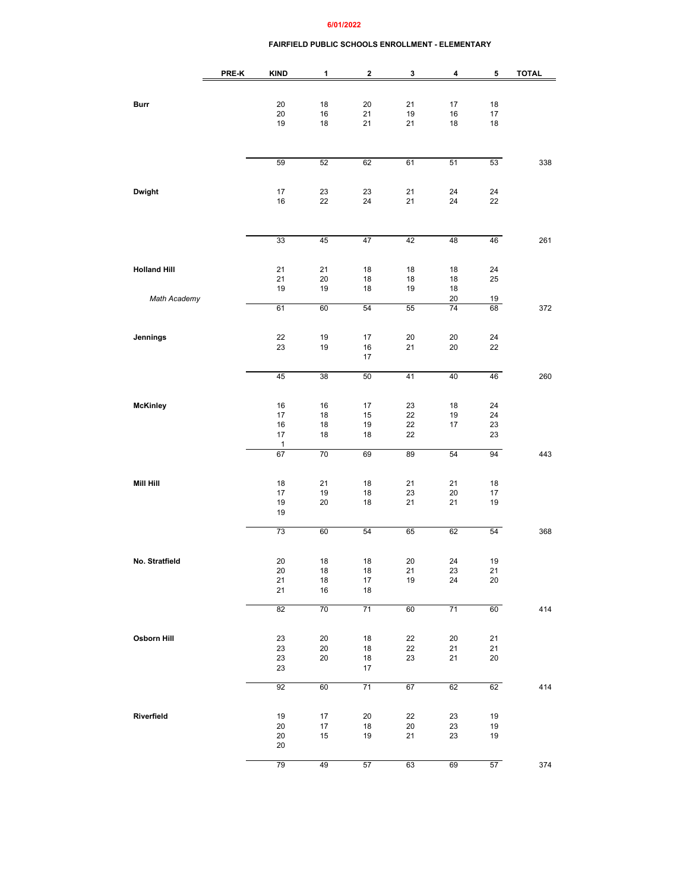6/01/2022

## FAIRFIELD PUBLIC SCHOOLS ENROLLMENT - ELEMENTARY

| | PRE-K | KIND | 1 | 2 | 3 | 4 | 5 | TOTAL |
|---|---|---|---|---|---|---|---|---|
| **Burr** | | 20 | 18 | 20 | 21 | 17 | 18 | |
| | | 20 | 16 | 21 | 19 | 16 | 17 | |
| | | 19 | 18 | 21 | 21 | 18 | 18 | |
| | | 59 | 52 | 62 | 61 | 51 | 53 | 338 |
| **Dwight** | | 17 | 23 | 23 | 21 | 24 | 24 | |
| | | 16 | 22 | 24 | 21 | 24 | 22 | |
| | | 33 | 45 | 47 | 42 | 48 | 46 | 261 |
| **Holland Hill** | | 21 | 21 | 18 | 18 | 18 | 24 | |
| | | 21 | 20 | 18 | 18 | 18 | 25 | |
| | | 19 | 19 | 18 | 19 | 18 | | |
| *Math Academy* | | | | | | 20 | 19 | |
| | | 61 | 60 | 54 | 55 | 74 | 68 | 372 |
| **Jennings** | | 22 | 19 | 17 | 20 | 20 | 24 | |
| | | 23 | 19 | 16 | 21 | 20 | 22 | |
| | | | | 17 | | | | |
| | | 45 | 38 | 50 | 41 | 40 | 46 | 260 |
| **McKinley** | | 16 | 16 | 17 | 23 | 18 | 24 | |
| | | 17 | 18 | 15 | 22 | 19 | 24 | |
| | | 16 | 18 | 19 | 22 | 17 | 23 | |
| | | 17 | 18 | 18 | 22 | | 23 | |
| | | 1 | | | | | | |
| | | 67 | 70 | 69 | 89 | 54 | 94 | 443 |
| **Mill Hill** | | 18 | 21 | 18 | 21 | 21 | 18 | |
| | | 17 | 19 | 18 | 23 | 20 | 17 | |
| | | 19 | 20 | 18 | 21 | 21 | 19 | |
| | | 19 | | | | | | |
| | | 73 | 60 | 54 | 65 | 62 | 54 | 368 |
| **No. Stratfield** | | 20 | 18 | 18 | 20 | 24 | 19 | |
| | | 20 | 18 | 18 | 21 | 23 | 21 | |
| | | 21 | 18 | 17 | 19 | 24 | 20 | |
| | | 21 | 16 | 18 | | | | |
| | | 82 | 70 | 71 | 60 | 71 | 60 | 414 |
| **Osborn Hill** | | 23 | 20 | 18 | 22 | 20 | 21 | |
| | | 23 | 20 | 18 | 22 | 21 | 21 | |
| | | 23 | 20 | 18 | 23 | 21 | 20 | |
| | | 23 | | 17 | | | | |
| | | 92 | 60 | 71 | 67 | 62 | 62 | 414 |
| **Riverfield** | | 19 | 17 | 20 | 22 | 23 | 19 | |
| | | 20 | 17 | 18 | 20 | 23 | 19 | |
| | | 20 | 15 | 19 | 21 | 23 | 19 | |
| | | 20 | | | | | | |
| | | 79 | 49 | 57 | 63 | 69 | 57 | 374 |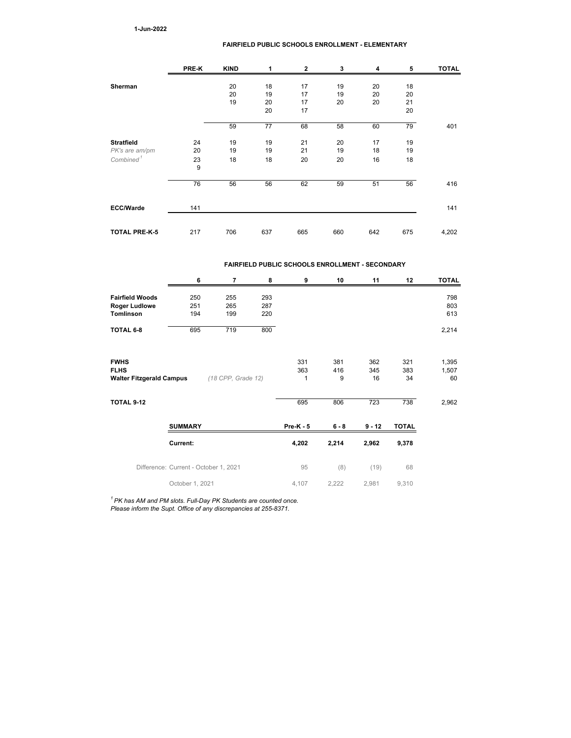1-Jun-2022

### FAIRFIELD PUBLIC SCHOOLS ENROLLMENT - ELEMENTARY

| | PRE-K | KIND | 1 | 2 | 3 | 4 | 5 | TOTAL |
|---|---|---|---|---|---|---|---|---|
| **Sherman** | | 20 | 18 | 17 | 19 | 20 | 18 | |
| | | 20 | 19 | 17 | 19 | 20 | 20 | |
| | | 19 | 20 | 17 | 20 | 20 | 21 | |
| | | | 20 | 17 | | | 20 | |
| | | 59 | 77 | 68 | 58 | 60 | 79 | 401 |
| **Stratfield** | 24 | 19 | 19 | 21 | 20 | 17 | 19 | |
| *PK's are am/pm* | 20 | 19 | 19 | 21 | 19 | 18 | 19 | |
| *Combined*[1] | 23 | 18 | 18 | 20 | 20 | 16 | 18 | |
| | 9 | | | | | | | |
| | 76 | 56 | 56 | 62 | 59 | 51 | 56 | 416 |
| **ECC/Warde** | 141 | | | | | | | 141 |
| **TOTAL PRE-K-5** | 217 | 706 | 637 | 665 | 660 | 642 | 675 | 4,202 |

### FAIRFIELD PUBLIC SCHOOLS ENROLLMENT - SECONDARY

| | 6 | 7 | 8 | 9 | 10 | 11 | 12 | TOTAL |
|---|---|---|---|---|---|---|---|---|
| **Fairfield Woods** | 250 | 255 | 293 | | | | | 798 |
| **Roger Ludlowe** | 251 | 265 | 287 | | | | | 803 |
| **Tomlinson** | 194 | 199 | 220 | | | | | 613 |
| **TOTAL 6-8** | 695 | 719 | 800 | | | | | 2,214 |
| **FWHS** | | | | 331 | 381 | 362 | 321 | 1,395 |
| **FLHS** | | | | 363 | 416 | 345 | 383 | 1,507 |
| **Walter Fitzgerald Campus** | | *(18 CPP, Grade 12)* | | 1 | 9 | 16 | 34 | 60 |
| **TOTAL 9-12** | | | | 695 | 806 | 723 | 738 | 2,962 |

| SUMMARY | Pre-K - 5 | 6 - 8 | 9 - 12 | TOTAL |
|---|---|---|---|---|
| **Current:** | **4,202** | **2,214** | **2,962** | **9,378** |
| Difference: Current - October 1, 2021 | 95 | (8) | (19) | 68 |
| October 1, 2021 | 4,107 | 2,222 | 2,981 | 9,310 |

*[1] PK has AM and PM slots. Full-Day PK Students are counted once.*
*Please inform the Supt. Office of any discrepancies at 255-8371.*